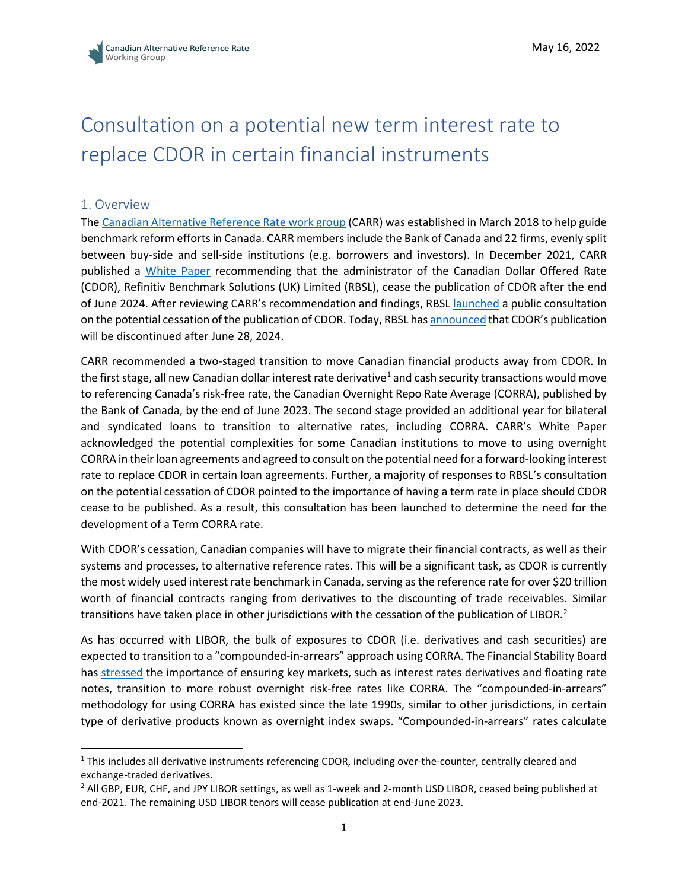# Consultation on a potential new term interest rate to replace CDOR in certain financial instruments

## 1. Overview

The Canadian Alternative Reference Rate work group (CARR) was established in March 2018 to help guide benchmark reform efforts in Canada. CARR members include the Bank of Canada and 22 firms, evenly split between buy-side and sell-side institutions (e.g. borrowers and investors). In December 2021, CARR published a White Paper recommending that the administrator of the Canadian Dollar Offered Rate (CDOR), Refinitiv Benchmark Solutions (UK) Limited (RBSL), cease the publication of CDOR after the end of June 2024. After reviewing CARR's recommendation and findings, RBSL launched a public consultation on the potential cessation of the publication of CDOR. Today, RBSL has announced that CDOR's publication will be discontinued after June 28, 2024.

CARR recommended a two-staged transition to move Canadian financial products away from CDOR. In the first stage, all new Canadian dollar interest rate derivative[1] and cash security transactions would move to referencing Canada's risk-free rate, the Canadian Overnight Repo Rate Average (CORRA), published by the Bank of Canada, by the end of June 2023. The second stage provided an additional year for bilateral and syndicated loans to transition to alternative rates, including CORRA. CARR's White Paper acknowledged the potential complexities for some Canadian institutions to move to using overnight CORRA in their loan agreements and agreed to consult on the potential need for a forward-looking interest rate to replace CDOR in certain loan agreements. Further, a majority of responses to RBSL's consultation on the potential cessation of CDOR pointed to the importance of having a term rate in place should CDOR cease to be published. As a result, this consultation has been launched to determine the need for the development of a Term CORRA rate.

With CDOR's cessation, Canadian companies will have to migrate their financial contracts, as well as their systems and processes, to alternative reference rates. This will be a significant task, as CDOR is currently the most widely used interest rate benchmark in Canada, serving as the reference rate for over $20 trillion worth of financial contracts ranging from derivatives to the discounting of trade receivables. Similar transitions have taken place in other jurisdictions with the cessation of the publication of LIBOR.[2]

As has occurred with LIBOR, the bulk of exposures to CDOR (i.e. derivatives and cash securities) are expected to transition to a "compounded-in-arrears" approach using CORRA. The Financial Stability Board has stressed the importance of ensuring key markets, such as interest rates derivatives and floating rate notes, transition to more robust overnight risk-free rates like CORRA. The "compounded-in-arrears" methodology for using CORRA has existed since the late 1990s, similar to other jurisdictions, in certain type of derivative products known as overnight index swaps. "Compounded-in-arrears" rates calculate

---

[1] This includes all derivative instruments referencing CDOR, including over-the-counter, centrally cleared and exchange-traded derivatives.

[2] All GBP, EUR, CHF, and JPY LIBOR settings, as well as 1-week and 2-month USD LIBOR, ceased being published at end-2021. The remaining USD LIBOR tenors will cease publication at end-June 2023.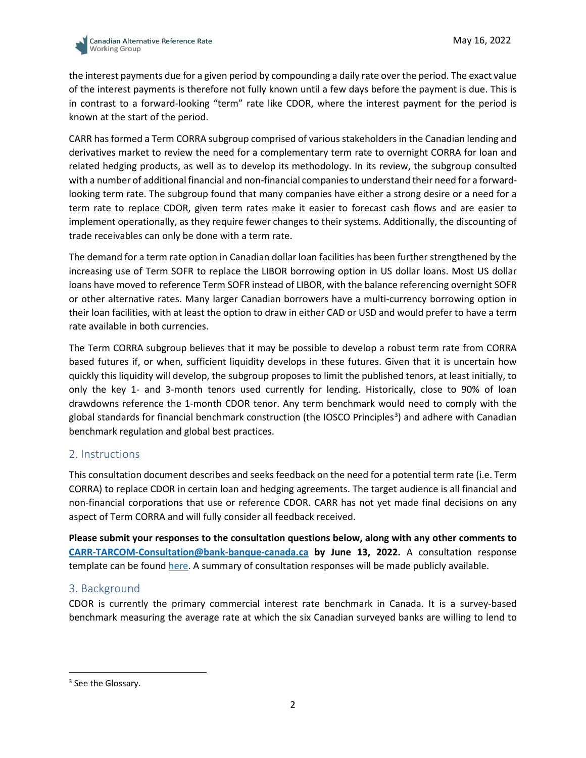the interest payments due for a given period by compounding a daily rate over the period. The exact value of the interest payments is therefore not fully known until a few days before the payment is due. This is in contrast to a forward-looking "term" rate like CDOR, where the interest payment for the period is known at the start of the period.

CARR has formed a Term CORRA subgroup comprised of various stakeholders in the Canadian lending and derivatives market to review the need for a complementary term rate to overnight CORRA for loan and related hedging products, as well as to develop its methodology. In its review, the subgroup consulted with a number of additional financial and non-financial companies to understand their need for a forward-looking term rate. The subgroup found that many companies have either a strong desire or a need for a term rate to replace CDOR, given term rates make it easier to forecast cash flows and are easier to implement operationally, as they require fewer changes to their systems. Additionally, the discounting of trade receivables can only be done with a term rate.

The demand for a term rate option in Canadian dollar loan facilities has been further strengthened by the increasing use of Term SOFR to replace the LIBOR borrowing option in US dollar loans. Most US dollar loans have moved to reference Term SOFR instead of LIBOR, with the balance referencing overnight SOFR or other alternative rates. Many larger Canadian borrowers have a multi-currency borrowing option in their loan facilities, with at least the option to draw in either CAD or USD and would prefer to have a term rate available in both currencies.

The Term CORRA subgroup believes that it may be possible to develop a robust term rate from CORRA based futures if, or when, sufficient liquidity develops in these futures. Given that it is uncertain how quickly this liquidity will develop, the subgroup proposes to limit the published tenors, at least initially, to only the key 1- and 3-month tenors used currently for lending. Historically, close to 90% of loan drawdowns reference the 1-month CDOR tenor. Any term benchmark would need to comply with the global standards for financial benchmark construction (the IOSCO Principles[3]) and adhere with Canadian benchmark regulation and global best practices.

## 2. Instructions

This consultation document describes and seeks feedback on the need for a potential term rate (i.e. Term CORRA) to replace CDOR in certain loan and hedging agreements. The target audience is all financial and non-financial corporations that use or reference CDOR. CARR has not yet made final decisions on any aspect of Term CORRA and will fully consider all feedback received.

**Please submit your responses to the consultation questions below, along with any other comments to [CARR-TARCOM-Consultation@bank-banque-canada.ca](mailto:CARR-TARCOM-Consultation@bank-banque-canada.ca) by June 13, 2022.** A consultation response template can be found [here](). A summary of consultation responses will be made publicly available.

## 3. Background

CDOR is currently the primary commercial interest rate benchmark in Canada. It is a survey-based benchmark measuring the average rate at which the six Canadian surveyed banks are willing to lend to

[3] See the Glossary.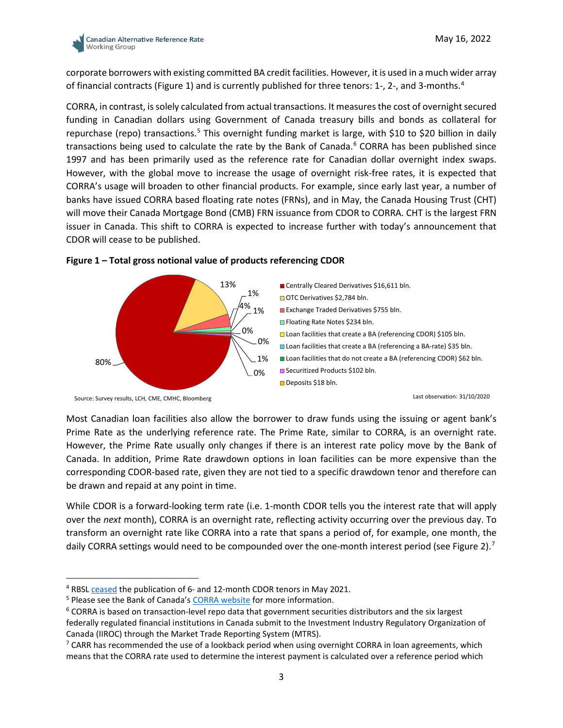corporate borrowers with existing committed BA credit facilities. However, it is used in a much wider array of financial contracts (Figure 1) and is currently published for three tenors: 1-, 2-, and 3-months.[4]

CORRA, in contrast, is solely calculated from actual transactions. It measures the cost of overnight secured funding in Canadian dollars using Government of Canada treasury bills and bonds as collateral for repurchase (repo) transactions.[5] This overnight funding market is large, with $10 to $20 billion in daily transactions being used to calculate the rate by the Bank of Canada.[6] CORRA has been published since 1997 and has been primarily used as the reference rate for Canadian dollar overnight index swaps. However, with the global move to increase the usage of overnight risk-free rates, it is expected that CORRA's usage will broaden to other financial products. For example, since early last year, a number of banks have issued CORRA based floating rate notes (FRNs), and in May, the Canada Housing Trust (CHT) will move their Canada Mortgage Bond (CMB) FRN issuance from CDOR to CORRA. CHT is the largest FRN issuer in Canada. This shift to CORRA is expected to increase further with today's announcement that CDOR will cease to be published.

**Figure 1 – Total gross notional value of products referencing CDOR**

| Product | Value | Share |
|---|---|---|
| Centrally Cleared Derivatives | $16,611 bln. | 80% |
| OTC Derivatives | $2,784 bln. | 13% |
| Exchange Traded Derivatives | $755 bln. | 4% |
| Floating Rate Notes | $234 bln. | 1% |
| Loan facilities that create a BA (referencing CDOR) | $105 bln. | 1% |
| Loan facilities that create a BA (referencing a BA-rate) | $35 bln. | 0% |
| Loan facilities that do not create a BA (referencing CDOR) | $62 bln. | 0% |
| Securitized Products | $102 bln. | 1% |
| Deposits | $18 bln. | 0% |

Source: Survey results, LCH, CME, CMHC, Bloomberg

Last observation: 31/10/2020

Most Canadian loan facilities also allow the borrower to draw funds using the issuing or agent bank's Prime Rate as the underlying reference rate. The Prime Rate, similar to CORRA, is an overnight rate. However, the Prime Rate usually only changes if there is an interest rate policy move by the Bank of Canada. In addition, Prime Rate drawdown options in loan facilities can be more expensive than the corresponding CDOR-based rate, given they are not tied to a specific drawdown tenor and therefore can be drawn and repaid at any point in time.

While CDOR is a forward-looking term rate (i.e. 1-month CDOR tells you the interest rate that will apply over the *next* month), CORRA is an overnight rate, reflecting activity occurring over the previous day. To transform an overnight rate like CORRA into a rate that spans a period of, for example, one month, the daily CORRA settings would need to be compounded over the one-month interest period (see Figure 2).[7]

---

[4] RBSL ceased the publication of 6- and 12-month CDOR tenors in May 2021.

[5] Please see the Bank of Canada's CORRA website for more information.

[6] CORRA is based on transaction-level repo data that government securities distributors and the six largest federally regulated financial institutions in Canada submit to the Investment Industry Regulatory Organization of Canada (IIROC) through the Market Trade Reporting System (MTRS).

[7] CARR has recommended the use of a lookback period when using overnight CORRA in loan agreements, which means that the CORRA rate used to determine the interest payment is calculated over a reference period which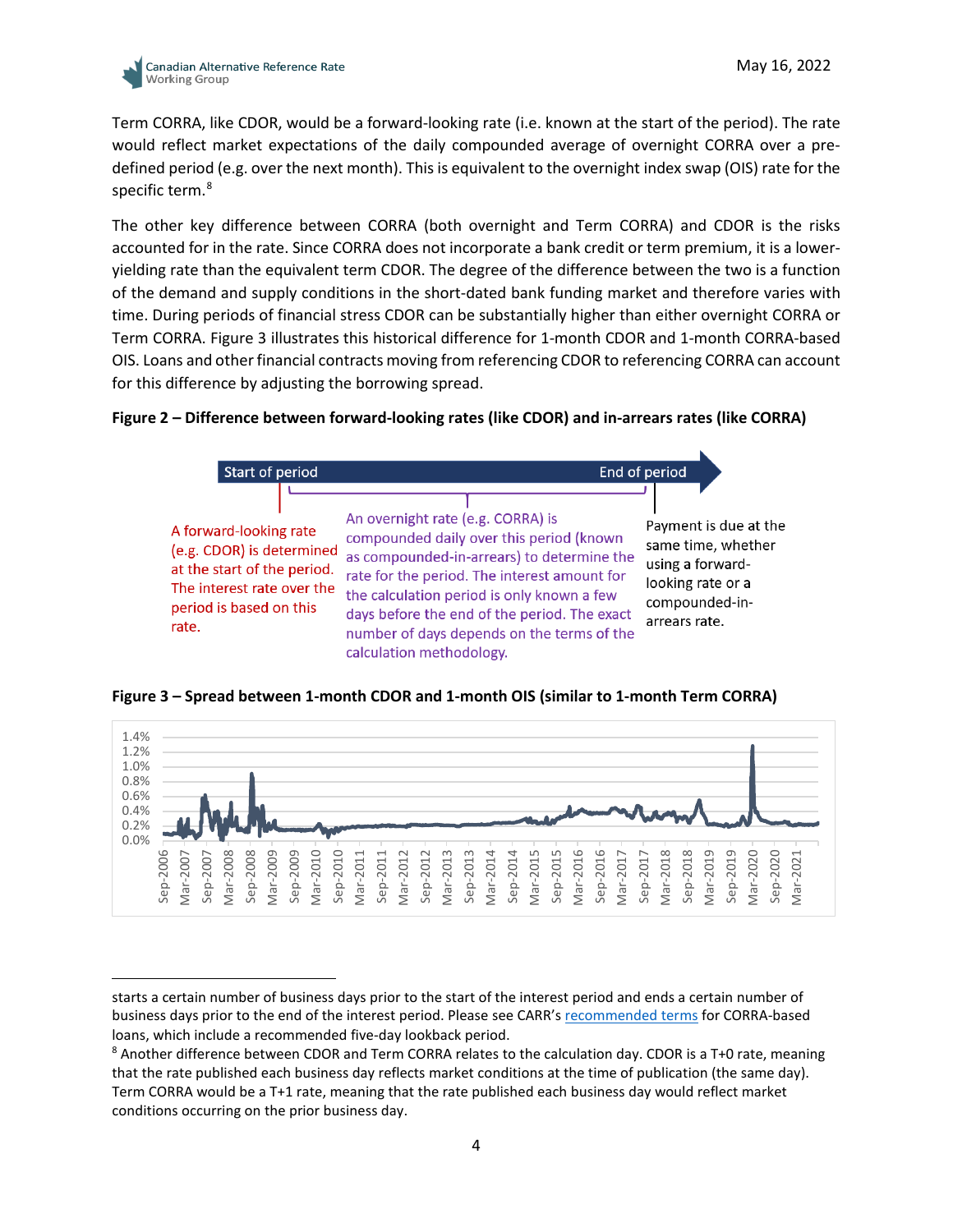Term CORRA, like CDOR, would be a forward-looking rate (i.e. known at the start of the period). The rate would reflect market expectations of the daily compounded average of overnight CORRA over a pre-defined period (e.g. over the next month). This is equivalent to the overnight index swap (OIS) rate for the specific term.[8]

The other key difference between CORRA (both overnight and Term CORRA) and CDOR is the risks accounted for in the rate. Since CORRA does not incorporate a bank credit or term premium, it is a lower-yielding rate than the equivalent term CDOR. The degree of the difference between the two is a function of the demand and supply conditions in the short-dated bank funding market and therefore varies with time. During periods of financial stress CDOR can be substantially higher than either overnight CORRA or Term CORRA. Figure 3 illustrates this historical difference for 1-month CDOR and 1-month CORRA-based OIS. Loans and other financial contracts moving from referencing CDOR to referencing CORRA can account for this difference by adjusting the borrowing spread.

**Figure 2 – Difference between forward-looking rates (like CDOR) and in-arrears rates (like CORRA)**

Start of period — End of period

A forward-looking rate (e.g. CDOR) is determined at the start of the period. The interest rate over the period is based on this rate.

An overnight rate (e.g. CORRA) is compounded daily over this period (known as compounded-in-arrears) to determine the rate for the period. The interest amount for the calculation period is only known a few days before the end of the period. The exact number of days depends on the terms of the calculation methodology.

Payment is due at the same time, whether using a forward-looking rate or a compounded-in-arrears rate.

**Figure 3 – Spread between 1-month CDOR and 1-month OIS (similar to 1-month Term CORRA)**

---

starts a certain number of business days prior to the start of the interest period and ends a certain number of business days prior to the end of the interest period. Please see CARR's recommended terms for CORRA-based loans, which include a recommended five-day lookback period.

[8] Another difference between CDOR and Term CORRA relates to the calculation day. CDOR is a T+0 rate, meaning that the rate published each business day reflects market conditions at the time of publication (the same day). Term CORRA would be a T+1 rate, meaning that the rate published each business day would reflect market conditions occurring on the prior business day.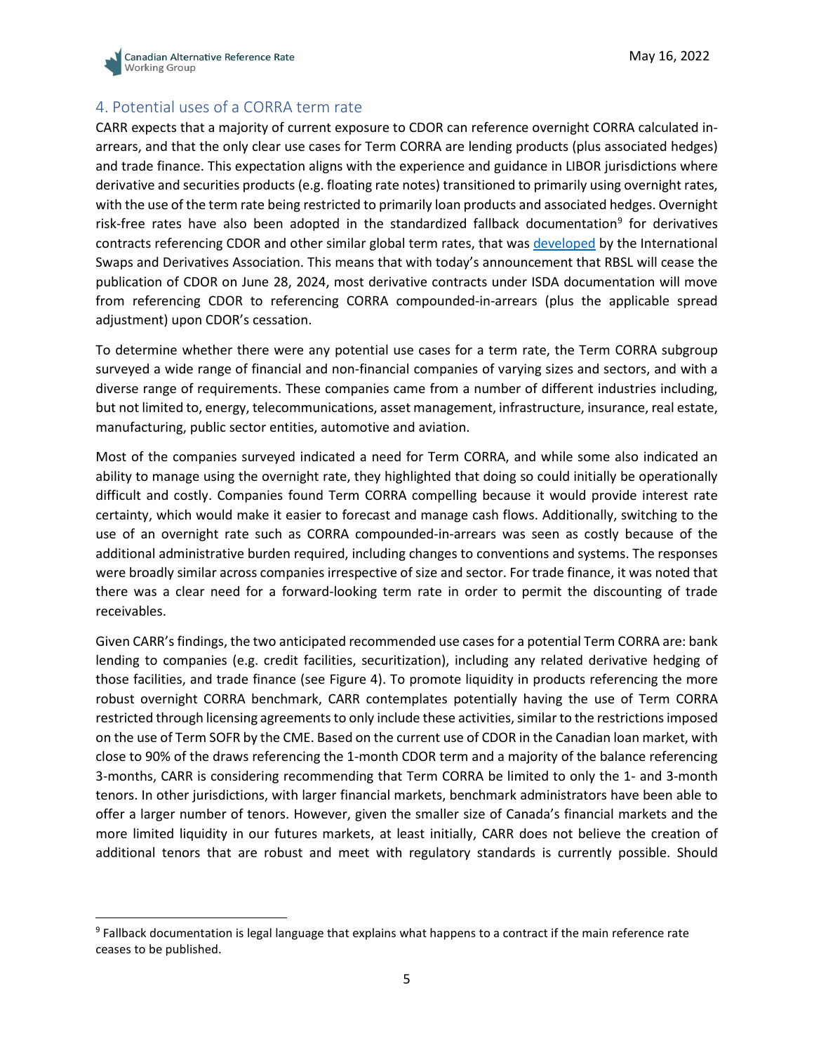## 4. Potential uses of a CORRA term rate

CARR expects that a majority of current exposure to CDOR can reference overnight CORRA calculated in-arrears, and that the only clear use cases for Term CORRA are lending products (plus associated hedges) and trade finance. This expectation aligns with the experience and guidance in LIBOR jurisdictions where derivative and securities products (e.g. floating rate notes) transitioned to primarily using overnight rates, with the use of the term rate being restricted to primarily loan products and associated hedges. Overnight risk-free rates have also been adopted in the standardized fallback documentation[9] for derivatives contracts referencing CDOR and other similar global term rates, that was developed by the International Swaps and Derivatives Association. This means that with today's announcement that RBSL will cease the publication of CDOR on June 28, 2024, most derivative contracts under ISDA documentation will move from referencing CDOR to referencing CORRA compounded-in-arrears (plus the applicable spread adjustment) upon CDOR's cessation.

To determine whether there were any potential use cases for a term rate, the Term CORRA subgroup surveyed a wide range of financial and non-financial companies of varying sizes and sectors, and with a diverse range of requirements. These companies came from a number of different industries including, but not limited to, energy, telecommunications, asset management, infrastructure, insurance, real estate, manufacturing, public sector entities, automotive and aviation.

Most of the companies surveyed indicated a need for Term CORRA, and while some also indicated an ability to manage using the overnight rate, they highlighted that doing so could initially be operationally difficult and costly. Companies found Term CORRA compelling because it would provide interest rate certainty, which would make it easier to forecast and manage cash flows. Additionally, switching to the use of an overnight rate such as CORRA compounded-in-arrears was seen as costly because of the additional administrative burden required, including changes to conventions and systems. The responses were broadly similar across companies irrespective of size and sector. For trade finance, it was noted that there was a clear need for a forward-looking term rate in order to permit the discounting of trade receivables.

Given CARR's findings, the two anticipated recommended use cases for a potential Term CORRA are: bank lending to companies (e.g. credit facilities, securitization), including any related derivative hedging of those facilities, and trade finance (see Figure 4). To promote liquidity in products referencing the more robust overnight CORRA benchmark, CARR contemplates potentially having the use of Term CORRA restricted through licensing agreements to only include these activities, similar to the restrictions imposed on the use of Term SOFR by the CME. Based on the current use of CDOR in the Canadian loan market, with close to 90% of the draws referencing the 1-month CDOR term and a majority of the balance referencing 3-months, CARR is considering recommending that Term CORRA be limited to only the 1- and 3-month tenors. In other jurisdictions, with larger financial markets, benchmark administrators have been able to offer a larger number of tenors. However, given the smaller size of Canada's financial markets and the more limited liquidity in our futures markets, at least initially, CARR does not believe the creation of additional tenors that are robust and meet with regulatory standards is currently possible. Should

[9] Fallback documentation is legal language that explains what happens to a contract if the main reference rate ceases to be published.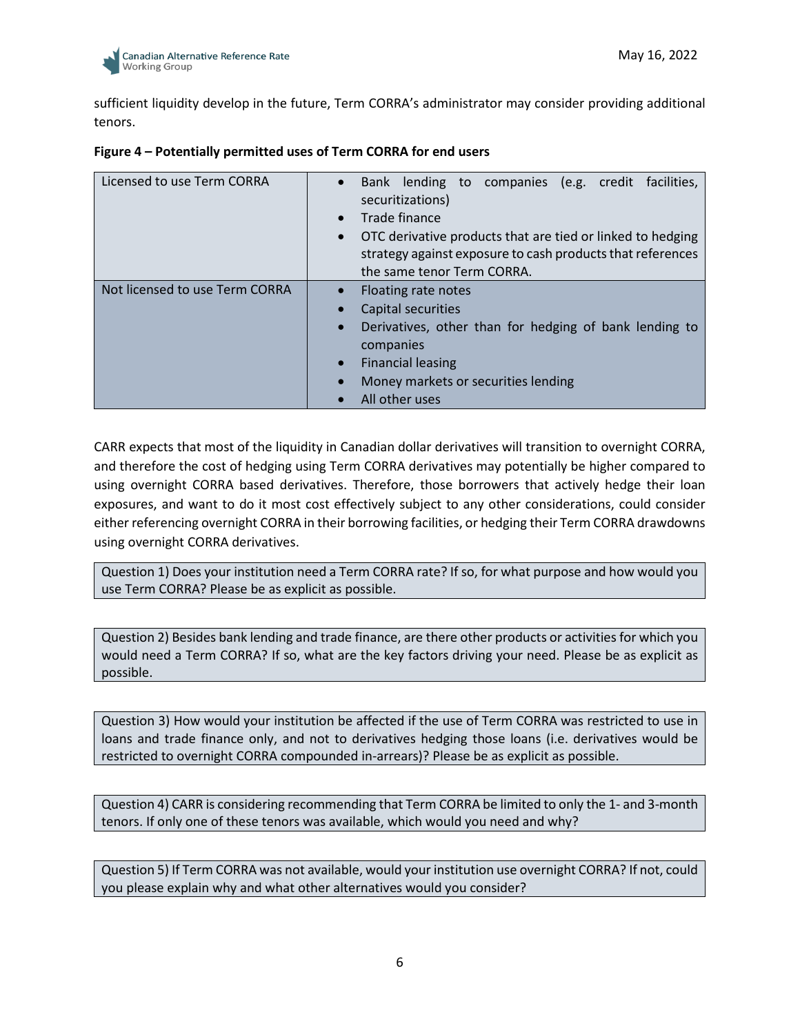sufficient liquidity develop in the future, Term CORRA's administrator may consider providing additional tenors.

**Figure 4 – Potentially permitted uses of Term CORRA for end users**

| | |
|---|---|
| Licensed to use Term CORRA | • Bank lending to companies (e.g. credit facilities, securitizations)<br>• Trade finance<br>• OTC derivative products that are tied or linked to hedging strategy against exposure to cash products that references the same tenor Term CORRA. |
| Not licensed to use Term CORRA | • Floating rate notes<br>• Capital securities<br>• Derivatives, other than for hedging of bank lending to companies<br>• Financial leasing<br>• Money markets or securities lending<br>• All other uses |

CARR expects that most of the liquidity in Canadian dollar derivatives will transition to overnight CORRA, and therefore the cost of hedging using Term CORRA derivatives may potentially be higher compared to using overnight CORRA based derivatives. Therefore, those borrowers that actively hedge their loan exposures, and want to do it most cost effectively subject to any other considerations, could consider either referencing overnight CORRA in their borrowing facilities, or hedging their Term CORRA drawdowns using overnight CORRA derivatives.

> Question 1) Does your institution need a Term CORRA rate? If so, for what purpose and how would you use Term CORRA? Please be as explicit as possible.

> Question 2) Besides bank lending and trade finance, are there other products or activities for which you would need a Term CORRA? If so, what are the key factors driving your need. Please be as explicit as possible.

> Question 3) How would your institution be affected if the use of Term CORRA was restricted to use in loans and trade finance only, and not to derivatives hedging those loans (i.e. derivatives would be restricted to overnight CORRA compounded in-arrears)? Please be as explicit as possible.

> Question 4) CARR is considering recommending that Term CORRA be limited to only the 1- and 3-month tenors. If only one of these tenors was available, which would you need and why?

> Question 5) If Term CORRA was not available, would your institution use overnight CORRA? If not, could you please explain why and what other alternatives would you consider?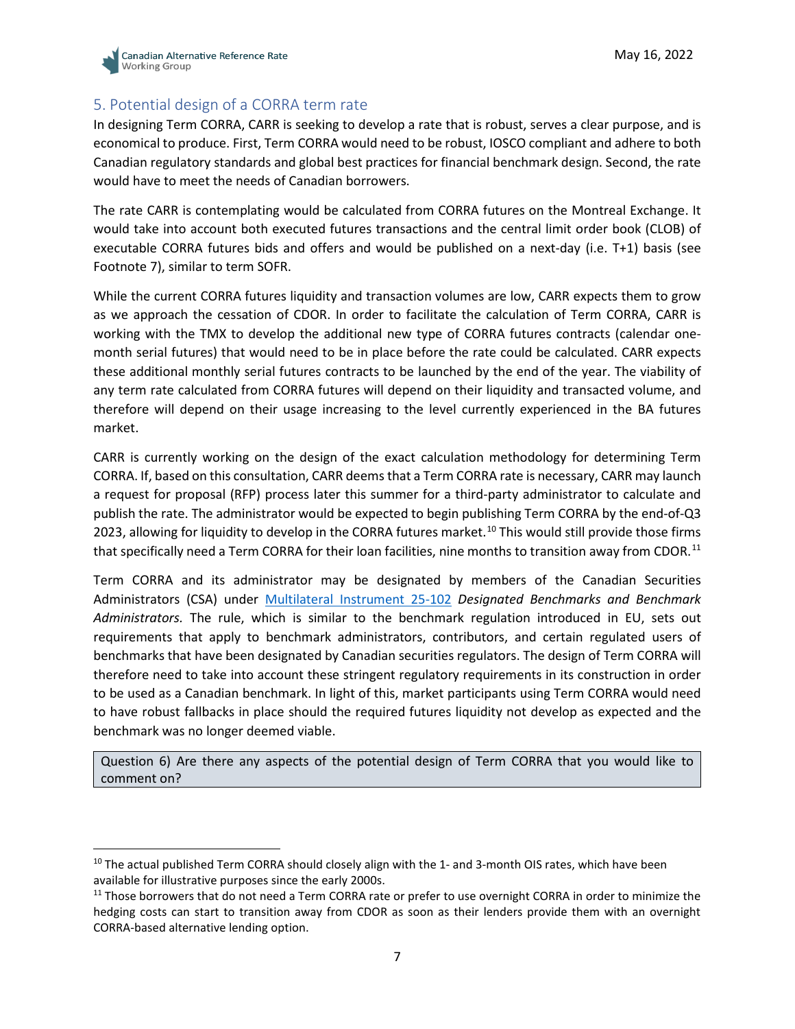## 5. Potential design of a CORRA term rate

In designing Term CORRA, CARR is seeking to develop a rate that is robust, serves a clear purpose, and is economical to produce. First, Term CORRA would need to be robust, IOSCO compliant and adhere to both Canadian regulatory standards and global best practices for financial benchmark design. Second, the rate would have to meet the needs of Canadian borrowers.

The rate CARR is contemplating would be calculated from CORRA futures on the Montreal Exchange. It would take into account both executed futures transactions and the central limit order book (CLOB) of executable CORRA futures bids and offers and would be published on a next-day (i.e. T+1) basis (see Footnote 7), similar to term SOFR.

While the current CORRA futures liquidity and transaction volumes are low, CARR expects them to grow as we approach the cessation of CDOR. In order to facilitate the calculation of Term CORRA, CARR is working with the TMX to develop the additional new type of CORRA futures contracts (calendar one-month serial futures) that would need to be in place before the rate could be calculated. CARR expects these additional monthly serial futures contracts to be launched by the end of the year. The viability of any term rate calculated from CORRA futures will depend on their liquidity and transacted volume, and therefore will depend on their usage increasing to the level currently experienced in the BA futures market.

CARR is currently working on the design of the exact calculation methodology for determining Term CORRA. If, based on this consultation, CARR deems that a Term CORRA rate is necessary, CARR may launch a request for proposal (RFP) process later this summer for a third-party administrator to calculate and publish the rate. The administrator would be expected to begin publishing Term CORRA by the end-of-Q3 2023, allowing for liquidity to develop in the CORRA futures market.[10] This would still provide those firms that specifically need a Term CORRA for their loan facilities, nine months to transition away from CDOR.[11]

Term CORRA and its administrator may be designated by members of the Canadian Securities Administrators (CSA) under Multilateral Instrument 25-102 *Designated Benchmarks and Benchmark Administrators.* The rule, which is similar to the benchmark regulation introduced in EU, sets out requirements that apply to benchmark administrators, contributors, and certain regulated users of benchmarks that have been designated by Canadian securities regulators. The design of Term CORRA will therefore need to take into account these stringent regulatory requirements in its construction in order to be used as a Canadian benchmark. In light of this, market participants using Term CORRA would need to have robust fallbacks in place should the required futures liquidity not develop as expected and the benchmark was no longer deemed viable.

> Question 6) Are there any aspects of the potential design of Term CORRA that you would like to comment on?

---

[10] The actual published Term CORRA should closely align with the 1- and 3-month OIS rates, which have been available for illustrative purposes since the early 2000s.

[11] Those borrowers that do not need a Term CORRA rate or prefer to use overnight CORRA in order to minimize the hedging costs can start to transition away from CDOR as soon as their lenders provide them with an overnight CORRA-based alternative lending option.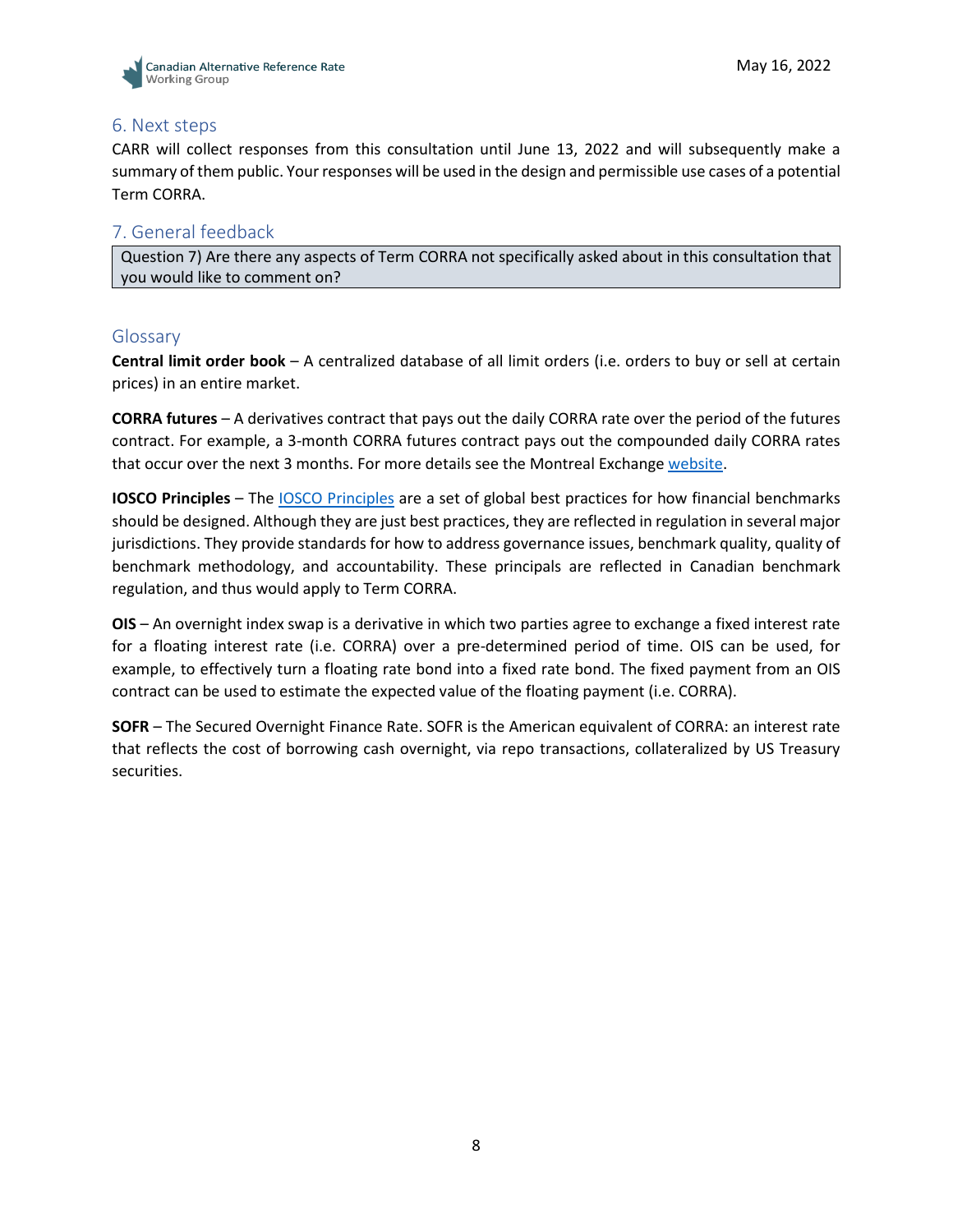## 6. Next steps

CARR will collect responses from this consultation until June 13, 2022 and will subsequently make a summary of them public. Your responses will be used in the design and permissible use cases of a potential Term CORRA.

## 7. General feedback

| |
|---|
| Question 7) Are there any aspects of Term CORRA not specifically asked about in this consultation that you would like to comment on? |

## Glossary

**Central limit order book** – A centralized database of all limit orders (i.e. orders to buy or sell at certain prices) in an entire market.

**CORRA futures** – A derivatives contract that pays out the daily CORRA rate over the period of the futures contract. For example, a 3-month CORRA futures contract pays out the compounded daily CORRA rates that occur over the next 3 months. For more details see the Montreal Exchange website.

**IOSCO Principles** – The IOSCO Principles are a set of global best practices for how financial benchmarks should be designed. Although they are just best practices, they are reflected in regulation in several major jurisdictions. They provide standards for how to address governance issues, benchmark quality, quality of benchmark methodology, and accountability. These principals are reflected in Canadian benchmark regulation, and thus would apply to Term CORRA.

**OIS** – An overnight index swap is a derivative in which two parties agree to exchange a fixed interest rate for a floating interest rate (i.e. CORRA) over a pre-determined period of time. OIS can be used, for example, to effectively turn a floating rate bond into a fixed rate bond. The fixed payment from an OIS contract can be used to estimate the expected value of the floating payment (i.e. CORRA).

**SOFR** – The Secured Overnight Finance Rate. SOFR is the American equivalent of CORRA: an interest rate that reflects the cost of borrowing cash overnight, via repo transactions, collateralized by US Treasury securities.